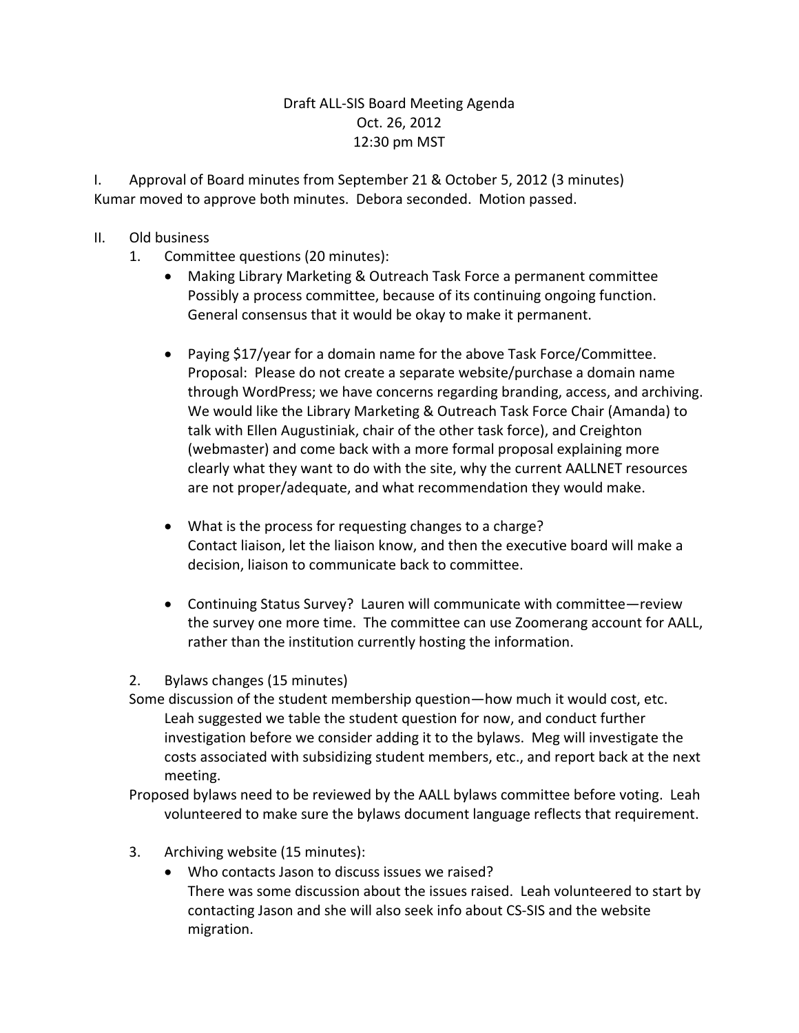Draft ALL-SIS Board Meeting Agenda
Oct. 26, 2012
12:30 pm MST

I. Approval of Board minutes from September 21 & October 5, 2012 (3 minutes)
Kumar moved to approve both minutes. Debora seconded. Motion passed.

II. Old business

1. Committee questions (20 minutes):
   - Making Library Marketing & Outreach Task Force a permanent committee
     Possibly a process committee, because of its continuing ongoing function. General consensus that it would be okay to make it permanent.

   - Paying $17/year for a domain name for the above Task Force/Committee.
     Proposal: Please do not create a separate website/purchase a domain name through WordPress; we have concerns regarding branding, access, and archiving. We would like the Library Marketing & Outreach Task Force Chair (Amanda) to talk with Ellen Augustiniak, chair of the other task force), and Creighton (webmaster) and come back with a more formal proposal explaining more clearly what they want to do with the site, why the current AALLNET resources are not proper/adequate, and what recommendation they would make.

   - What is the process for requesting changes to a charge?
     Contact liaison, let the liaison know, and then the executive board will make a decision, liaison to communicate back to committee.

   - Continuing Status Survey? Lauren will communicate with committee—review the survey one more time. The committee can use Zoomerang account for AALL, rather than the institution currently hosting the information.

2. Bylaws changes (15 minutes)

Some discussion of the student membership question—how much it would cost, etc. Leah suggested we table the student question for now, and conduct further investigation before we consider adding it to the bylaws. Meg will investigate the costs associated with subsidizing student members, etc., and report back at the next meeting.

Proposed bylaws need to be reviewed by the AALL bylaws committee before voting. Leah volunteered to make sure the bylaws document language reflects that requirement.

3. Archiving website (15 minutes):
   - Who contacts Jason to discuss issues we raised?
     There was some discussion about the issues raised. Leah volunteered to start by contacting Jason and she will also seek info about CS-SIS and the website migration.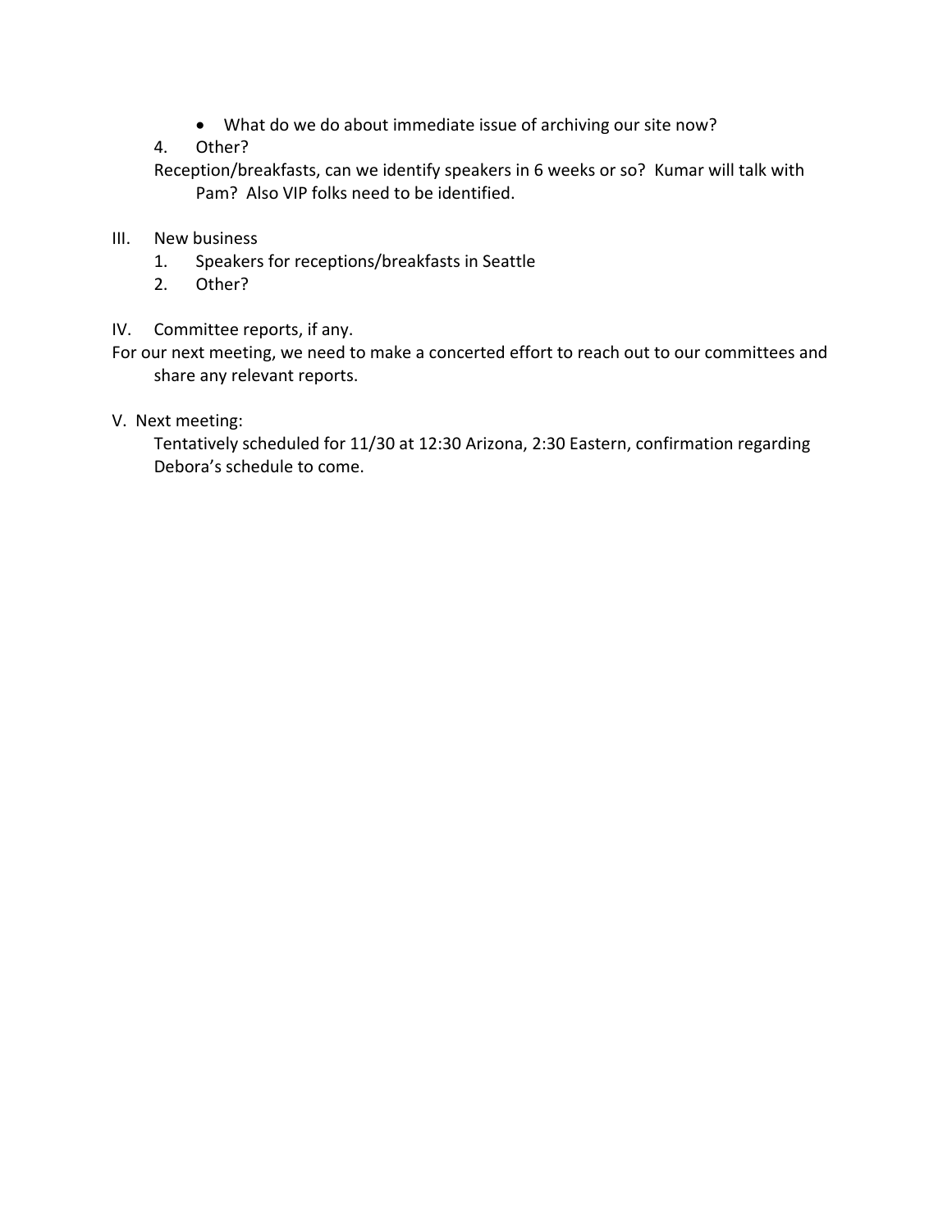- What do we do about immediate issue of archiving our site now?

4. Other?

Reception/breakfasts, can we identify speakers in 6 weeks or so? Kumar will talk with Pam? Also VIP folks need to be identified.

III. New business

1. Speakers for receptions/breakfasts in Seattle
2. Other?

IV. Committee reports, if any.

For our next meeting, we need to make a concerted effort to reach out to our committees and share any relevant reports.

V. Next meeting:

Tentatively scheduled for 11/30 at 12:30 Arizona, 2:30 Eastern, confirmation regarding Debora's schedule to come.